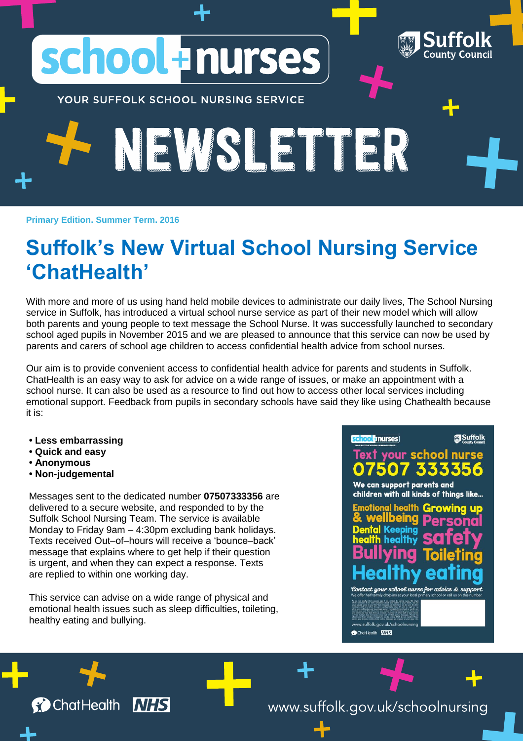school+nurses

YOUR SUFFOLK SCHOOL NURSING SERVICE

Suffolk County Council

# NEWSLETTER

**Primary Edition. Summer Term. 2016**

## Suffolk's New Virtual School Nursing Service 'ChatHealth'

With more and more of us using hand held mobile devices to administrate our daily lives, The School Nursing service in Suffolk, has introduced a virtual school nurse service as part of their new model which will allow both parents and young people to text message the School Nurse. It was successfully launched to secondary school aged pupils in November 2015 and we are pleased to announce that this service can now be used by parents and carers of school age children to access confidential health advice from school nurses.

Our aim is to provide convenient access to confidential health advice for parents and students in Suffolk. ChatHealth is an easy way to ask for advice on a wide range of issues, or make an appointment with a school nurse. It can also be used as a resource to find out how to access other local services including emotional support. Feedback from pupils in secondary schools have said they like using Chathealth because it is:

- **Less embarrassing**
- **Quick and easy**
- **Anonymous**
- **Non-judgemental**

Messages sent to the dedicated number **07507333356** are delivered to a secure website, and responded to by the Suffolk School Nursing Team. The service is available Monday to Friday 9am – 4:30pm excluding bank holidays. Texts received Out–of–hours will receive a 'bounce–back' message that explains where to get help if their question is urgent, and when they can expect a response. Texts are replied to within one working day.

This service can advise on a wide range of physical and emotional health issues such as sleep difficulties, toileting, healthy eating and bullying.

Text your school nurse **07507 333356**

We can support parents and children with all kinds of things like...

Emotional health & wellbeing, Growing up, Personal safety, Dental health, Keeping healthy, Bullying, Toileting, Healthy eating

*Contact your school nurse for advice & support*

We offer half termly drop-ins at your local primary school or call us on this number.

www.suffolk.gov.uk/schoolnursing

ChatHealth NHS

www.suffolk.gov.uk/schoolnursing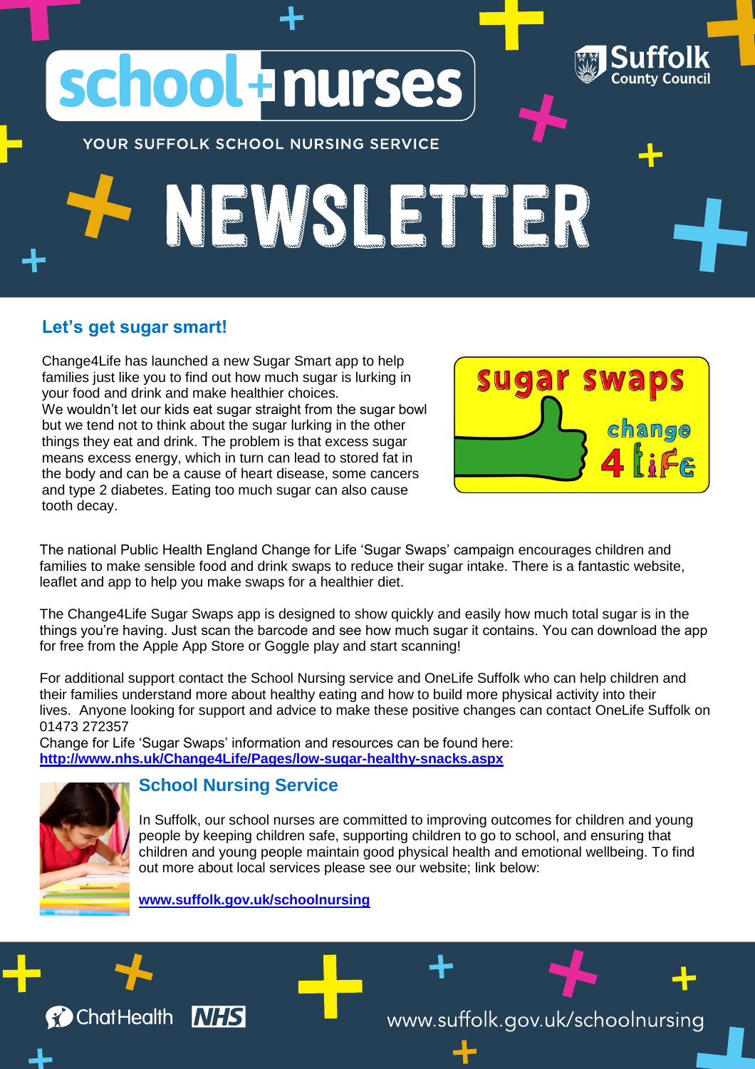# school+nurses

YOUR SUFFOLK SCHOOL NURSING SERVICE

# NEWSLETTER

## Let's get sugar smart!

Change4Life has launched a new Sugar Smart app to help families just like you to find out how much sugar is lurking in your food and drink and make healthier choices.
We wouldn't let our kids eat sugar straight from the sugar bowl but we tend not to think about the sugar lurking in the other things they eat and drink. The problem is that excess sugar means excess energy, which in turn can lead to stored fat in the body and can be a cause of heart disease, some cancers and type 2 diabetes. Eating too much sugar can also cause tooth decay.

The national Public Health England Change for Life 'Sugar Swaps' campaign encourages children and families to make sensible food and drink swaps to reduce their sugar intake. There is a fantastic website, leaflet and app to help you make swaps for a healthier diet.

The Change4Life Sugar Swaps app is designed to show quickly and easily how much total sugar is in the things you're having. Just scan the barcode and see how much sugar it contains. You can download the app for free from the Apple App Store or Goggle play and start scanning!

For additional support contact the School Nursing service and OneLife Suffolk who can help children and their families understand more about healthy eating and how to build more physical activity into their lives. Anyone looking for support and advice to make these positive changes can contact OneLife Suffolk on 01473 272357
Change for Life 'Sugar Swaps' information and resources can be found here:
**http://www.nhs.uk/Change4Life/Pages/low-sugar-healthy-snacks.aspx**

## School Nursing Service

In Suffolk, our school nurses are committed to improving outcomes for children and young people by keeping children safe, supporting children to go to school, and ensuring that children and young people maintain good physical health and emotional wellbeing. To find out more about local services please see our website; link below:

**www.suffolk.gov.uk/schoolnursing**

ChatHealth NHS www.suffolk.gov.uk/schoolnursing